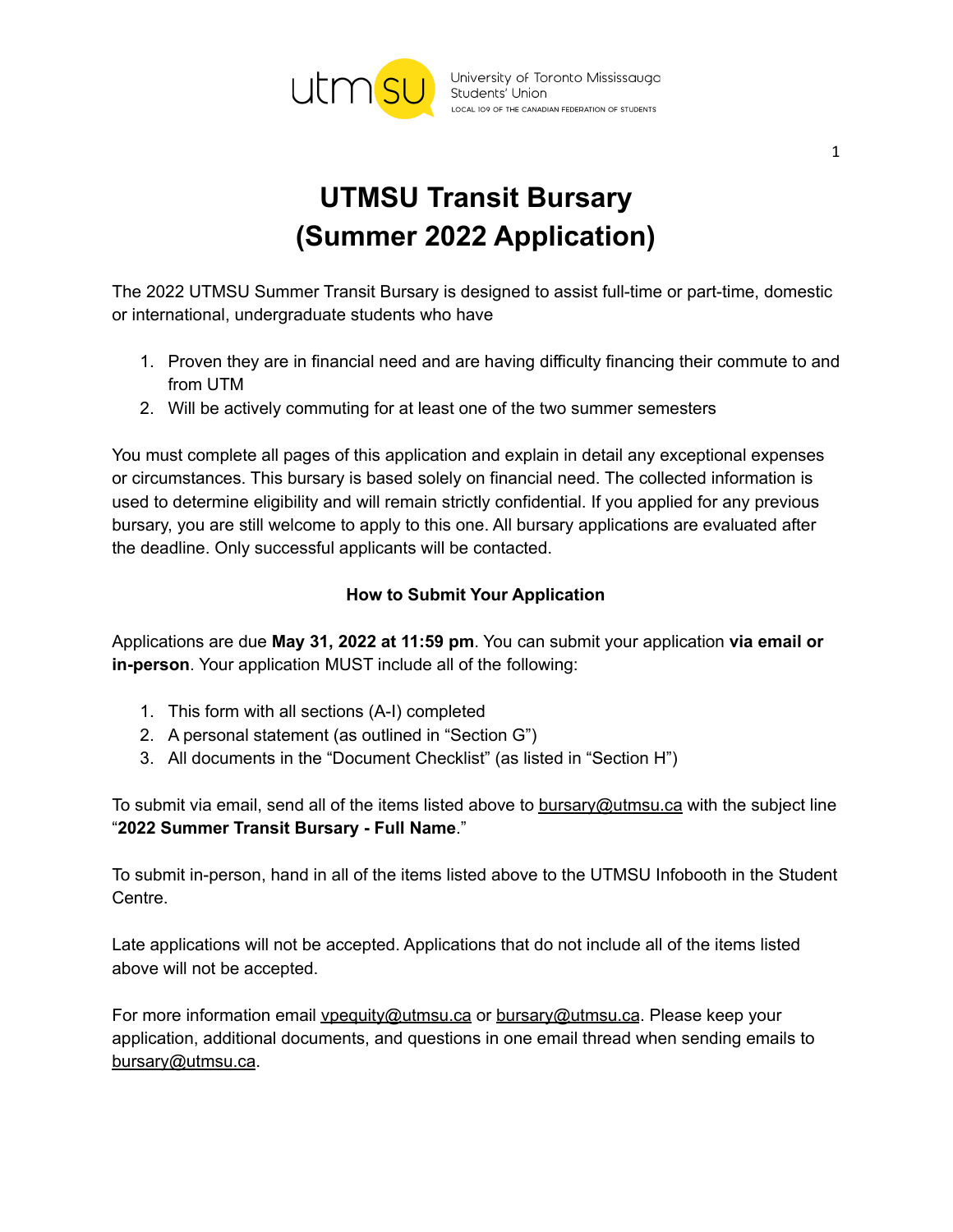University of Toronto Mississauga Students' Union
LOCAL 109 OF THE CANADIAN FEDERATION OF STUDENTS

# UTMSU Transit Bursary
# (Summer 2022 Application)

The 2022 UTMSU Summer Transit Bursary is designed to assist full-time or part-time, domestic or international, undergraduate students who have

1. Proven they are in financial need and are having difficulty financing their commute to and from UTM
2. Will be actively commuting for at least one of the two summer semesters

You must complete all pages of this application and explain in detail any exceptional expenses or circumstances. This bursary is based solely on financial need. The collected information is used to determine eligibility and will remain strictly confidential. If you applied for any previous bursary, you are still welcome to apply to this one. All bursary applications are evaluated after the deadline. Only successful applicants will be contacted.

### How to Submit Your Application

Applications are due **May 31, 2022 at 11:59 pm**. You can submit your application **via email or in-person**. Your application MUST include all of the following:

1. This form with all sections (A-I) completed
2. A personal statement (as outlined in "Section G")
3. All documents in the "Document Checklist" (as listed in "Section H")

To submit via email, send all of the items listed above to bursary@utmsu.ca with the subject line "**2022 Summer Transit Bursary - Full Name**."

To submit in-person, hand in all of the items listed above to the UTMSU Infobooth in the Student Centre.

Late applications will not be accepted. Applications that do not include all of the items listed above will not be accepted.

For more information email vpequity@utmsu.ca or bursary@utmsu.ca. Please keep your application, additional documents, and questions in one email thread when sending emails to bursary@utmsu.ca.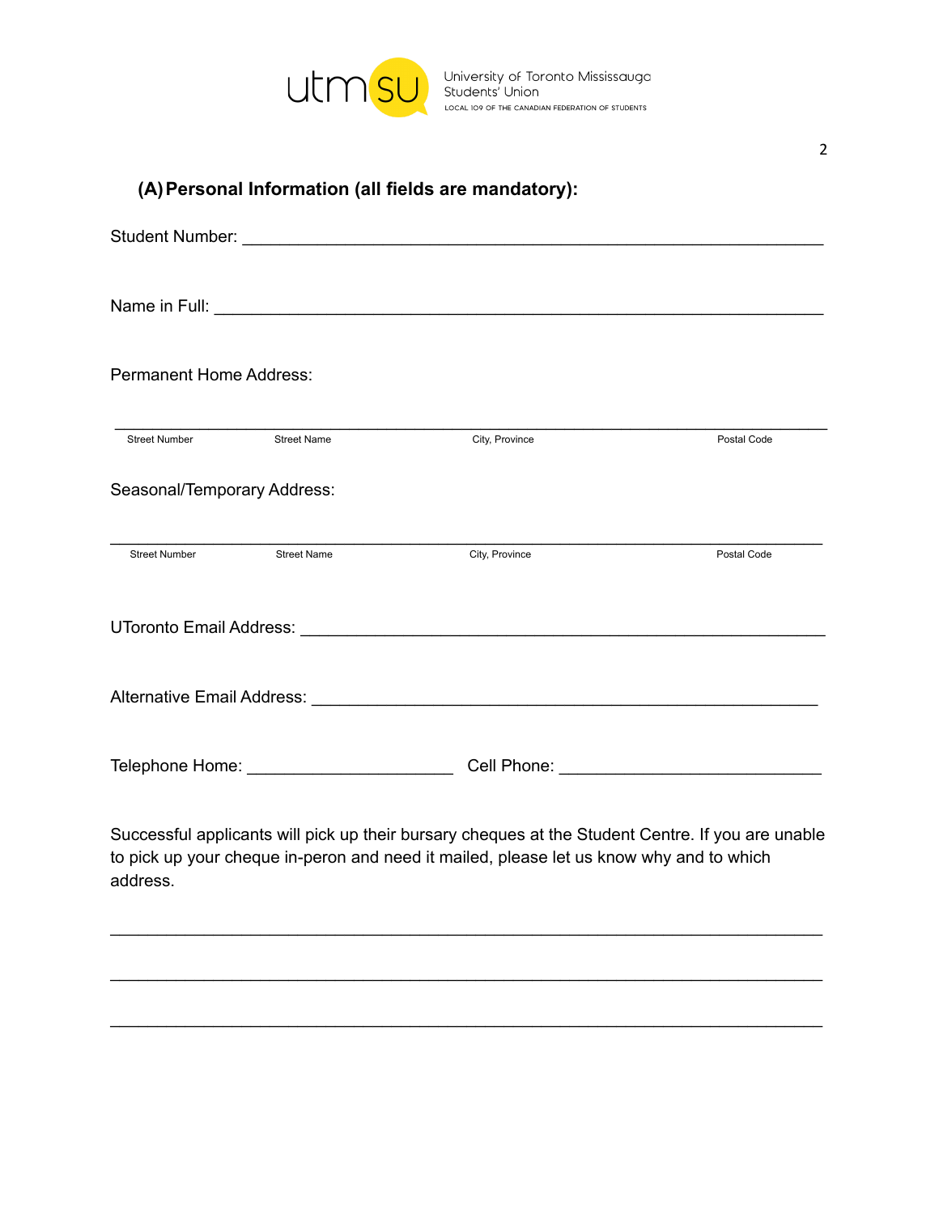### (A) Personal Information (all fields are mandatory):

Student Number: ______________________________________________

Name in Full: ______________________________________________

Permanent Home Address:

______________________________________________

Street Number    Street Name    City, Province    Postal Code

Seasonal/Temporary Address:

______________________________________________

Street Number    Street Name    City, Province    Postal Code

UToronto Email Address: ______________________________________________

Alternative Email Address: ______________________________________________

Telephone Home: ______________________ Cell Phone: ______________________

Successful applicants will pick up their bursary cheques at the Student Centre. If you are unable to pick up your cheque in-peron and need it mailed, please let us know why and to which address.

______________________________________________

______________________________________________

______________________________________________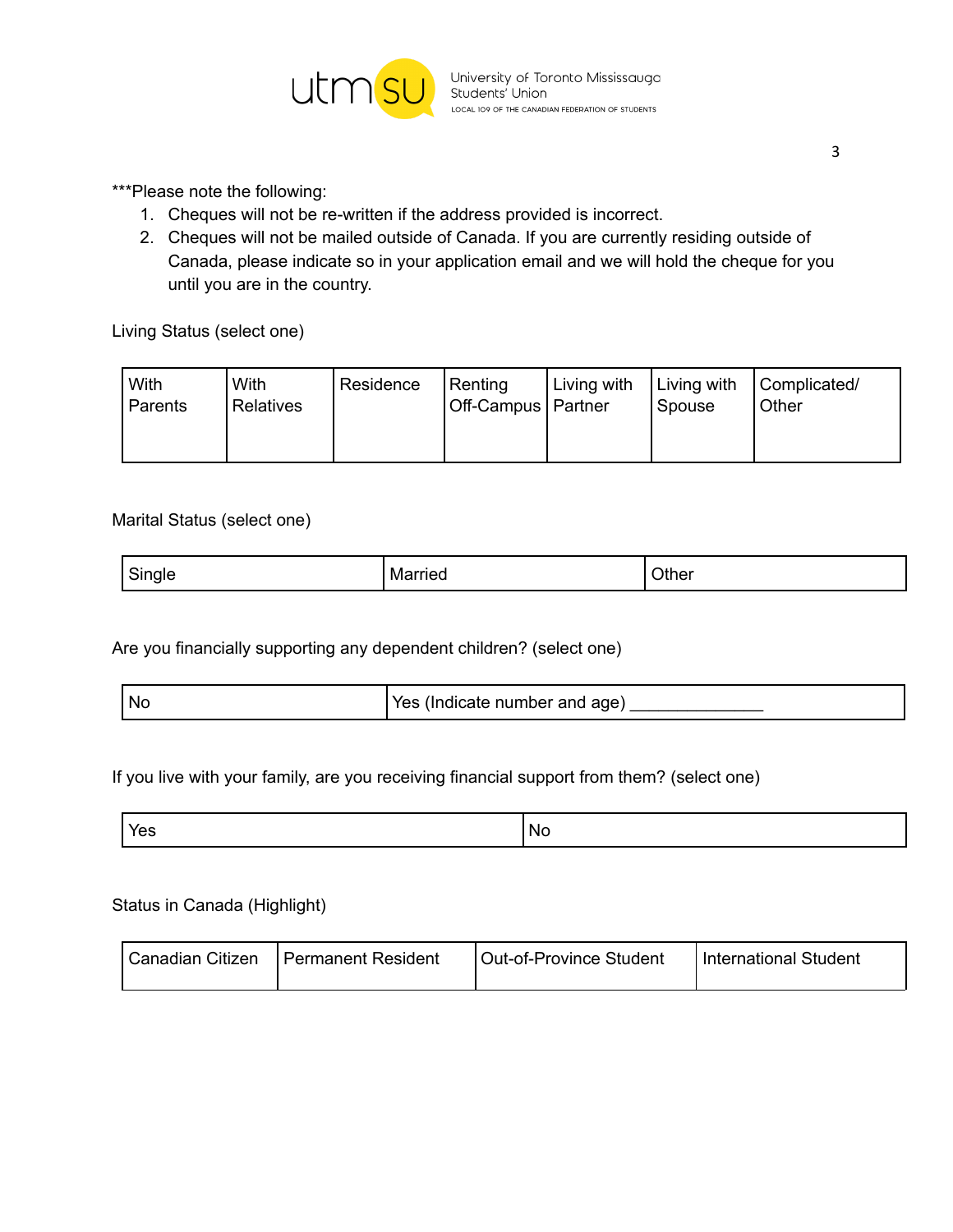***Please note the following:

1. Cheques will not be re-written if the address provided is incorrect.
2. Cheques will not be mailed outside of Canada. If you are currently residing outside of Canada, please indicate so in your application email and we will hold the cheque for you until you are in the country.

Living Status (select one)

| With Parents | With Relatives | Residence | Renting Off-Campus | Living with Partner | Living with Spouse | Complicated/ Other |
|---|---|---|---|---|---|---|

Marital Status (select one)

| Single | Married | Other |
|---|---|---|

Are you financially supporting any dependent children? (select one)

| No | Yes (Indicate number and age) ______________ |
|---|---|

If you live with your family, are you receiving financial support from them? (select one)

| Yes | No |
|---|---|

Status in Canada (Highlight)

| Canadian Citizen | Permanent Resident | Out-of-Province Student | International Student |
|---|---|---|---|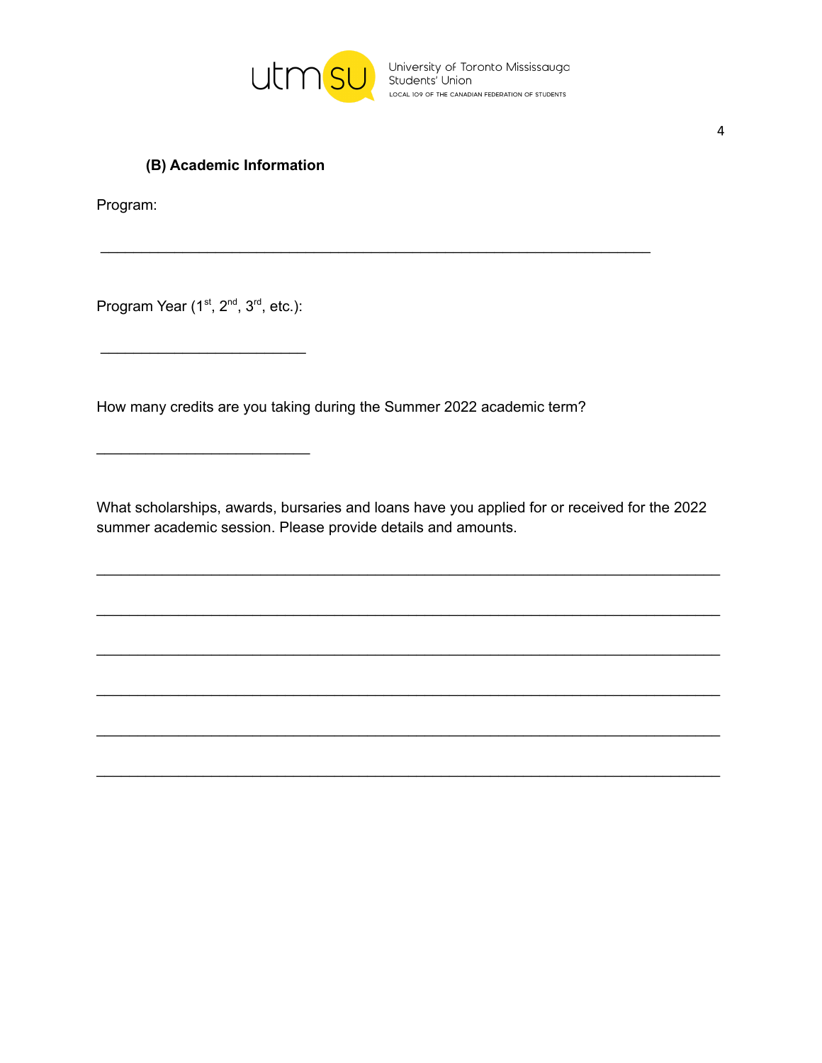### (B) Academic Information

Program:

________________________________________________________________

Program Year (1st, 2nd, 3rd, etc.):

________________________

How many credits are you taking during the Summer 2022 academic term?

_________________________

What scholarships, awards, bursaries and loans have you applied for or received for the 2022 summer academic session. Please provide details and amounts.

________________________________________________________________________

________________________________________________________________________

________________________________________________________________________

________________________________________________________________________

________________________________________________________________________

________________________________________________________________________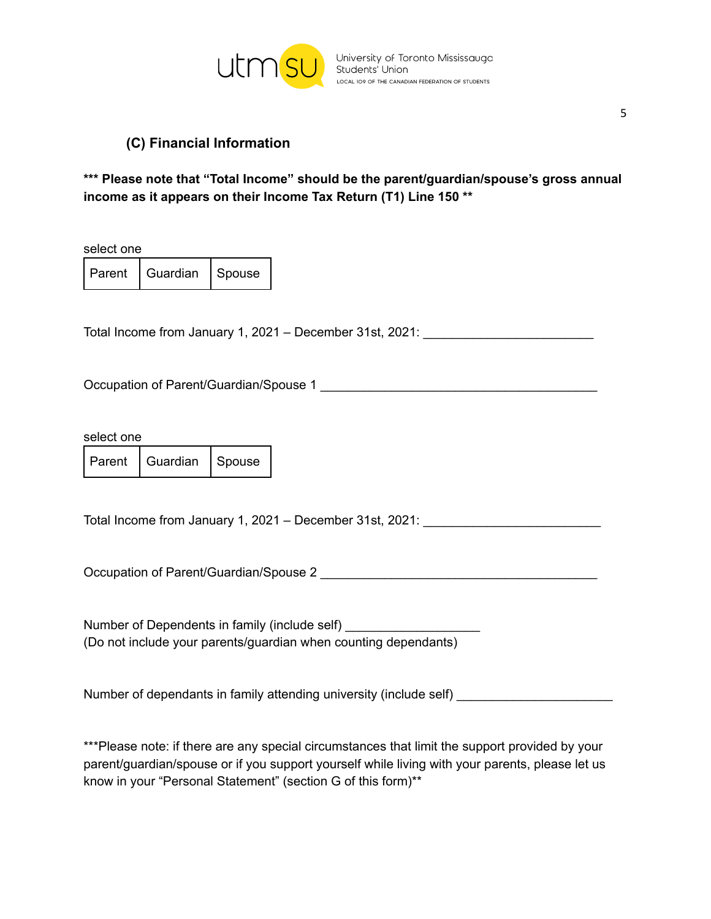### (C) Financial Information

**\*\*\* Please note that "Total Income" should be the parent/guardian/spouse's gross annual income as it appears on their Income Tax Return (T1) Line 150 \*\***

select one

| Parent | Guardian | Spouse |
|---|---|---|

Total Income from January 1, 2021 – December 31st, 2021: ________________________

Occupation of Parent/Guardian/Spouse 1 _______________________________________

select one

| Parent | Guardian | Spouse |
|---|---|---|

Total Income from January 1, 2021 – December 31st, 2021: _________________________

Occupation of Parent/Guardian/Spouse 2 _______________________________________

Number of Dependents in family (include self) ___________________
(Do not include your parents/guardian when counting dependants)

Number of dependants in family attending university (include self) ______________________

***Please note: if there are any special circumstances that limit the support provided by your parent/guardian/spouse or if you support yourself while living with your parents, please let us know in your "Personal Statement" (section G of this form)**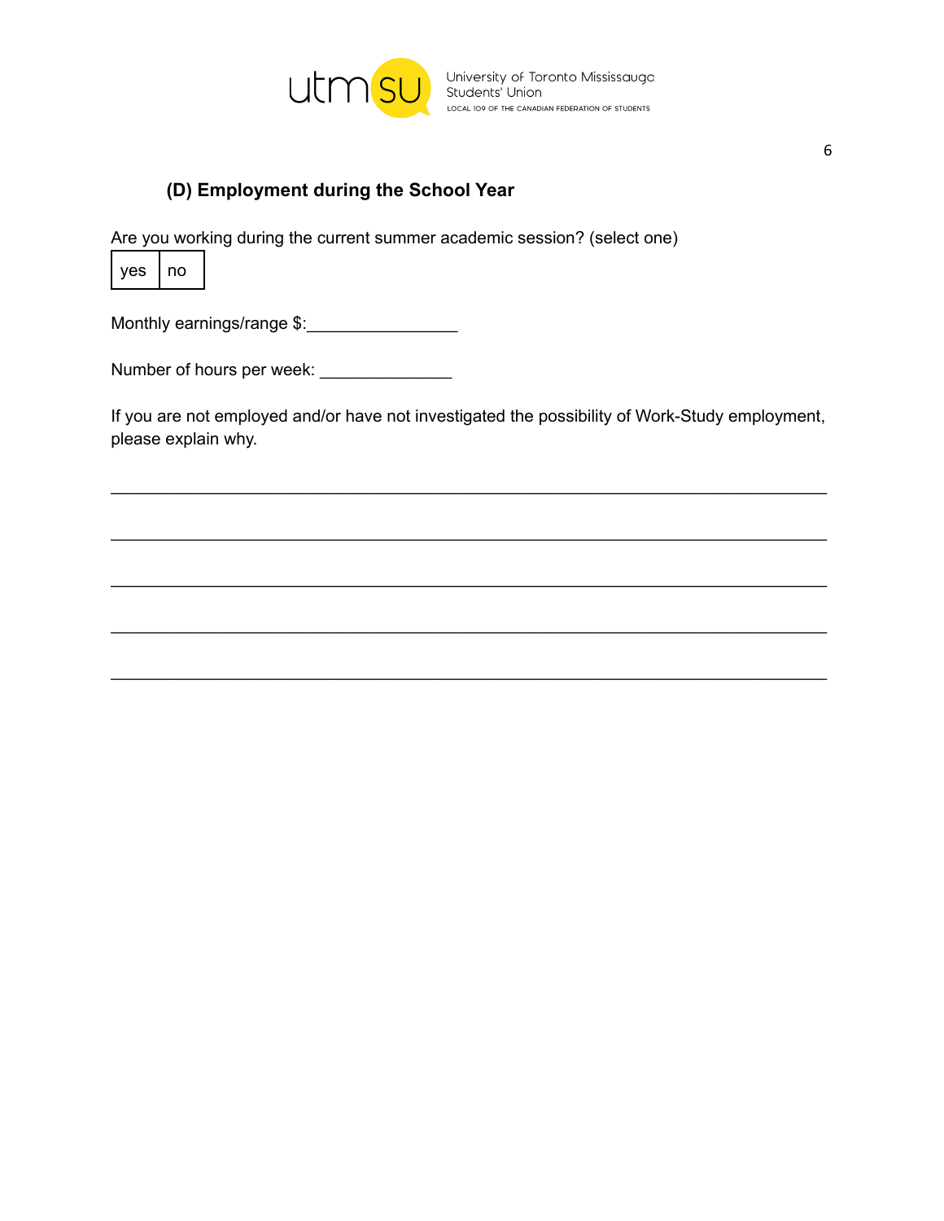### (D) Employment during the School Year

Are you working during the current summer academic session? (select one)

| yes | no |
|---|---|

Monthly earnings/range $:_______________

Number of hours per week: _____________

If you are not employed and/or have not investigated the possibility of Work-Study employment, please explain why.

_______________________________________________________________________

_______________________________________________________________________

_______________________________________________________________________

_______________________________________________________________________

_______________________________________________________________________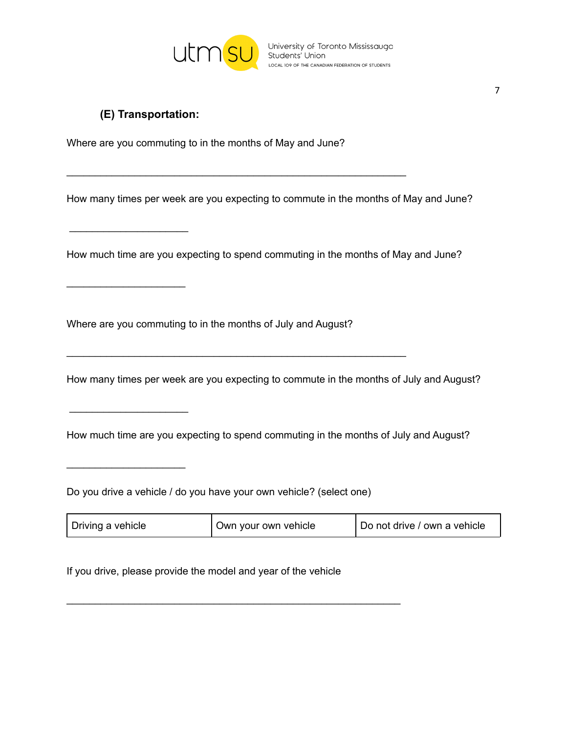### (E) Transportation:

Where are you commuting to in the months of May and June?

_______________________________________________________________

How many times per week are you expecting to commute in the months of May and June?

______________________

How much time are you expecting to spend commuting in the months of May and June?

______________________

Where are you commuting to in the months of July and August?

_______________________________________________________________

How many times per week are you expecting to commute in the months of July and August?

______________________

How much time are you expecting to spend commuting in the months of July and August?

______________________

Do you drive a vehicle / do you have your own vehicle? (select one)

| Driving a vehicle | Own your own vehicle | Do not drive / own a vehicle |
|---|---|---|

If you drive, please provide the model and year of the vehicle

______________________________________________________________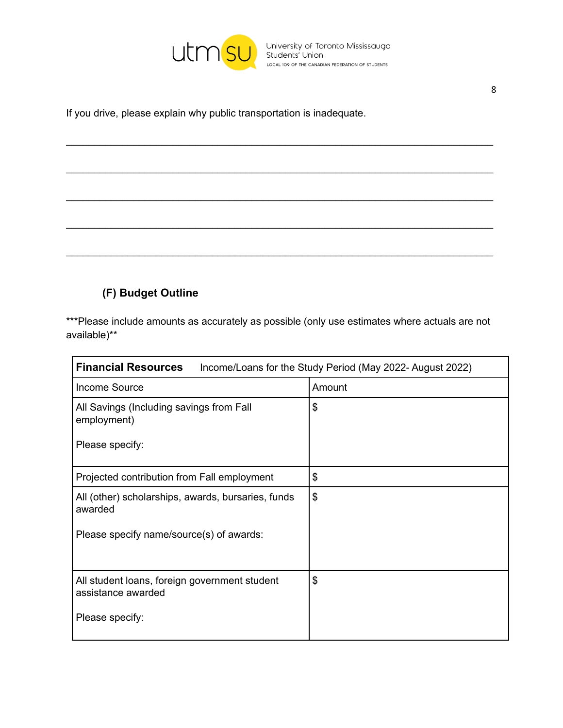If you drive, please explain why public transportation is inadequate.

______________________________________________________________________________

______________________________________________________________________________

______________________________________________________________________________

______________________________________________________________________________

______________________________________________________________________________

### (F) Budget Outline

***Please include amounts as accurately as possible (only use estimates where actuals are not available)**

| **Financial Resources** Income/Loans for the Study Period (May 2022- August 2022) | |
|---|---|
| Income Source | Amount |
| All Savings (Including savings from Fall employment)<br><br>Please specify: | $ |
| Projected contribution from Fall employment | $ |
| All (other) scholarships, awards, bursaries, funds awarded<br><br>Please specify name/source(s) of awards: | $ |
| All student loans, foreign government student assistance awarded<br><br>Please specify: | $ |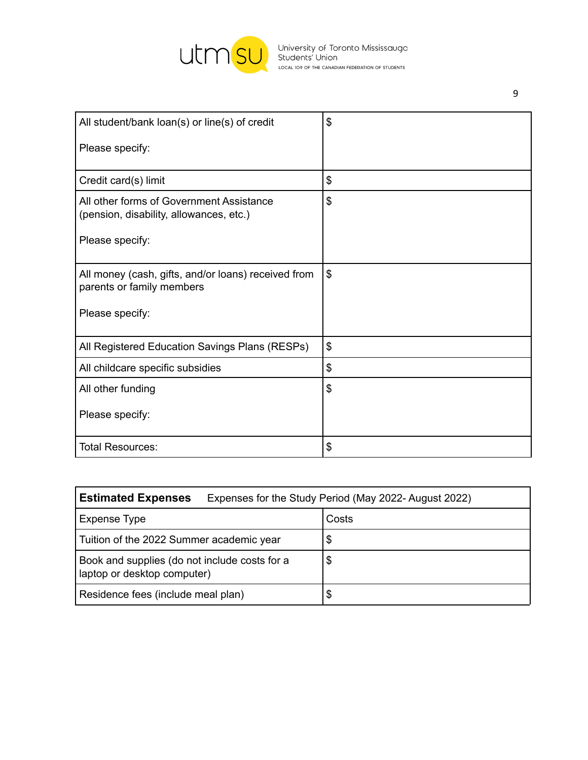| All student/bank loan(s) or line(s) of credit<br><br>Please specify: | $ |
|---|---|
| Credit card(s) limit | $ |
| All other forms of Government Assistance (pension, disability, allowances, etc.)<br><br>Please specify: | $ |
| All money (cash, gifts, and/or loans) received from parents or family members<br><br>Please specify: | $ |
| All Registered Education Savings Plans (RESPs) | $ |
| All childcare specific subsidies | $ |
| All other funding<br><br>Please specify: | $ |
| Total Resources: | $ |

| **Estimated Expenses** Expenses for the Study Period (May 2022- August 2022) | |
|---|---|
| Expense Type | Costs |
| Tuition of the 2022 Summer academic year | $ |
| Book and supplies (do not include costs for a laptop or desktop computer) | $ |
| Residence fees (include meal plan) | $ |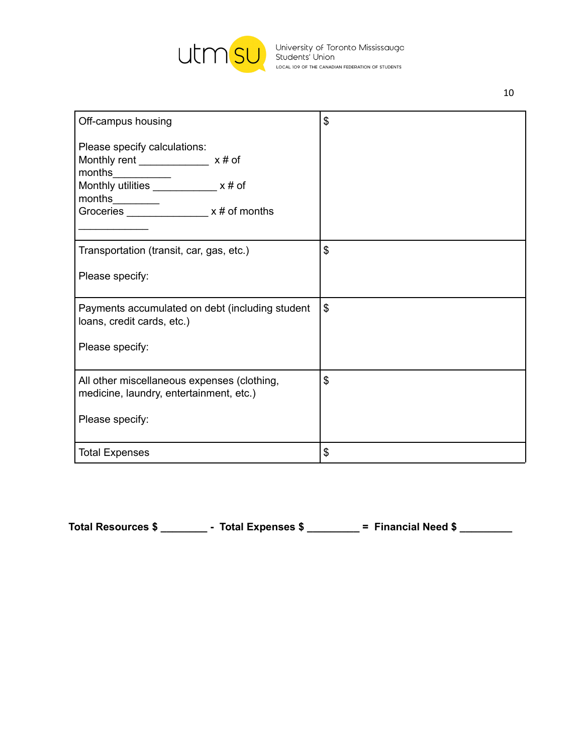| | |
|---|---|
| Off-campus housing<br><br>Please specify calculations:<br>Monthly rent ____________ x # of months__________<br>Monthly utilities ___________ x # of months________<br>Groceries ______________ x # of months ____________ | $ |
| Transportation (transit, car, gas, etc.)<br><br>Please specify: | $ |
| Payments accumulated on debt (including student loans, credit cards, etc.)<br><br>Please specify: | $ |
| All other miscellaneous expenses (clothing, medicine, laundry, entertainment, etc.)<br><br>Please specify: | $ |
| Total Expenses | $ |

**Total Resources $ ________ - Total Expenses $ _________ = Financial Need $ _________**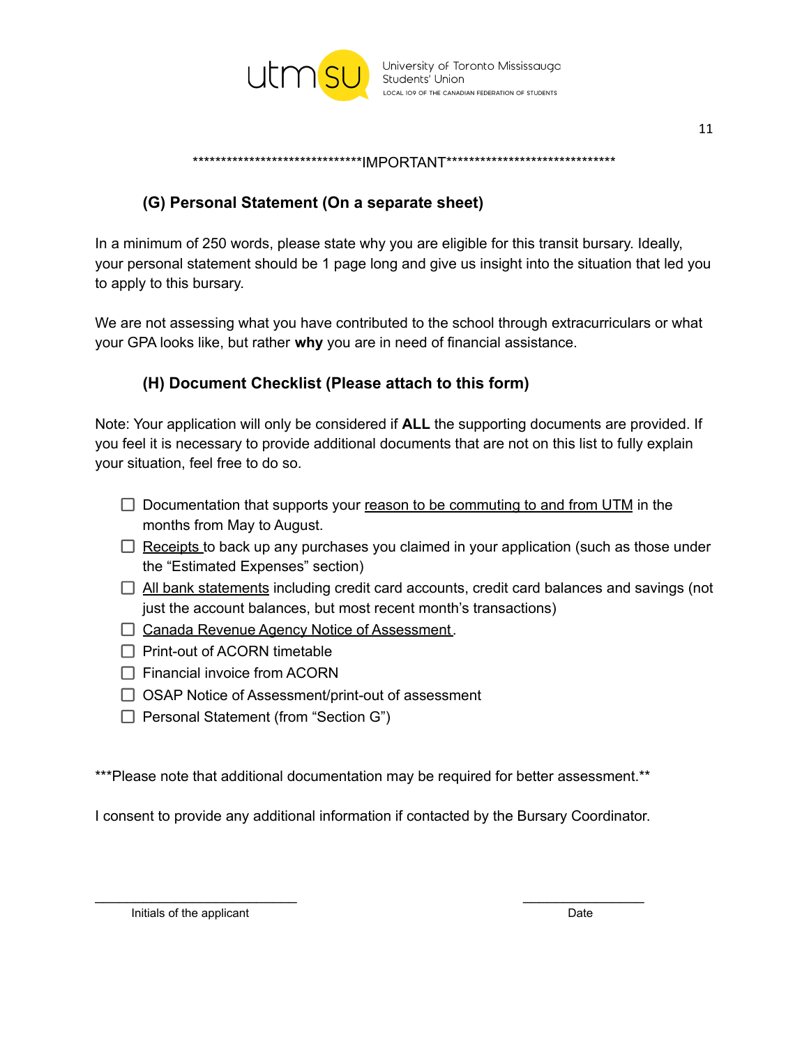******************************IMPORTANT******************************

### (G) Personal Statement (On a separate sheet)

In a minimum of 250 words, please state why you are eligible for this transit bursary. Ideally, your personal statement should be 1 page long and give us insight into the situation that led you to apply to this bursary.

We are not assessing what you have contributed to the school through extracurriculars or what your GPA looks like, but rather **why** you are in need of financial assistance.

### (H) Document Checklist (Please attach to this form)

Note: Your application will only be considered if **ALL** the supporting documents are provided. If you feel it is necessary to provide additional documents that are not on this list to fully explain your situation, feel free to do so.

- ☐ Documentation that supports your reason to be commuting to and from UTM in the months from May to August.
- ☐ Receipts to back up any purchases you claimed in your application (such as those under the "Estimated Expenses" section)
- ☐ All bank statements including credit card accounts, credit card balances and savings (not just the account balances, but most recent month's transactions)
- ☐ Canada Revenue Agency Notice of Assessment.
- ☐ Print-out of ACORN timetable
- ☐ Financial invoice from ACORN
- ☐ OSAP Notice of Assessment/print-out of assessment
- ☐ Personal Statement (from "Section G")

***Please note that additional documentation may be required for better assessment.**

I consent to provide any additional information if contacted by the Bursary Coordinator.

\_\_\_\_\_\_\_\_\_\_\_\_\_\_\_\_\_\_\_\_\_\_\_\_\_\_\_\_ &nbsp;&nbsp;&nbsp;&nbsp;&nbsp;&nbsp;&nbsp;&nbsp;&nbsp;&nbsp;&nbsp;&nbsp; \_\_\_\_\_\_\_\_\_\_\_\_\_\_\_\_\_
Initials of the applicant &nbsp;&nbsp;&nbsp;&nbsp;&nbsp;&nbsp;&nbsp;&nbsp;&nbsp;&nbsp;&nbsp;&nbsp;&nbsp;&nbsp;&nbsp;&nbsp;&nbsp;&nbsp;&nbsp;&nbsp;&nbsp;&nbsp;&nbsp;&nbsp; Date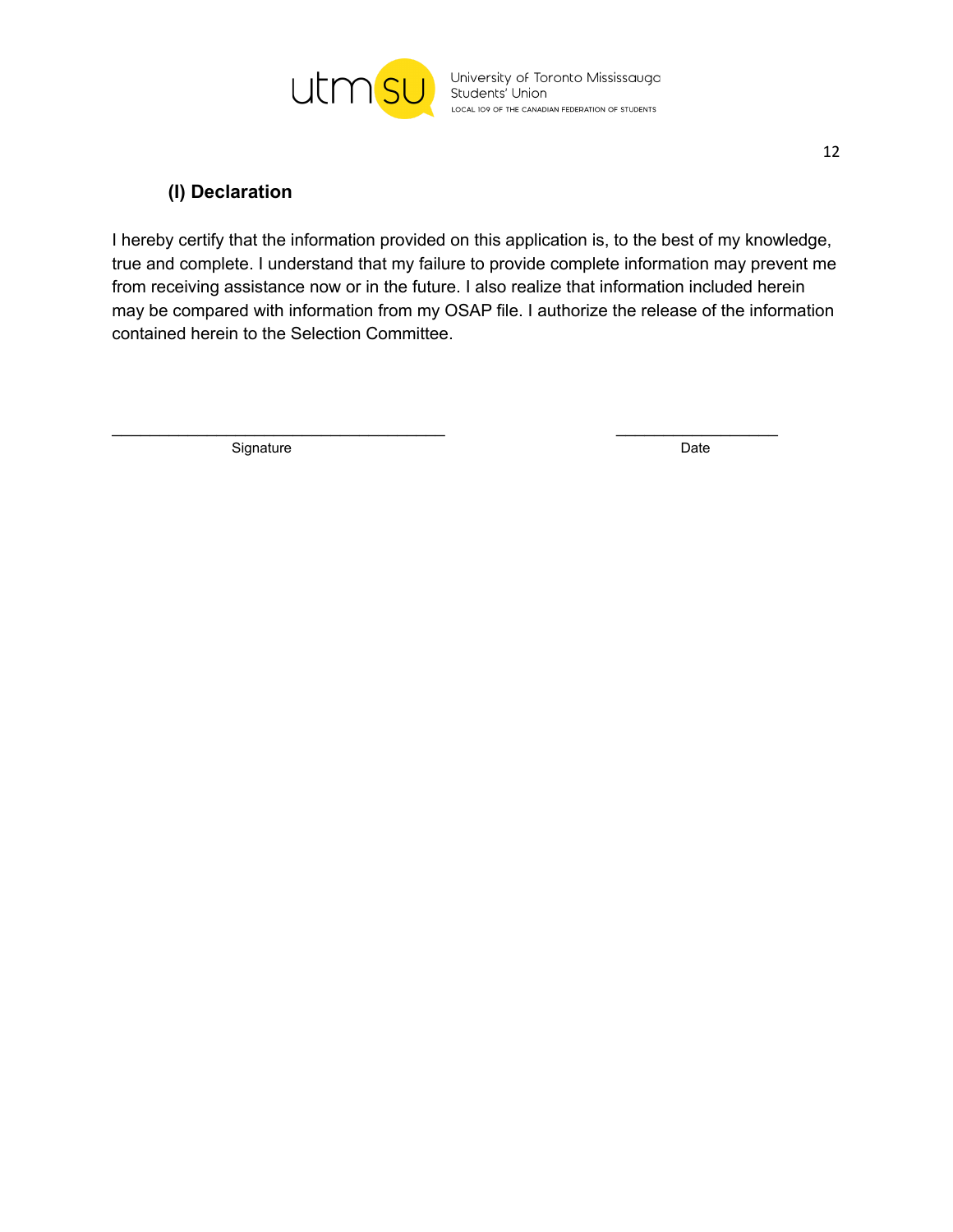### (I) Declaration

I hereby certify that the information provided on this application is, to the best of my knowledge, true and complete. I understand that my failure to provide complete information may prevent me from receiving assistance now or in the future. I also realize that information included herein may be compared with information from my OSAP file. I authorize the release of the information contained herein to the Selection Committee.

\_\_\_\_\_\_\_\_\_\_\_\_\_\_\_\_\_\_\_\_\_\_\_\_\_\_\_\_\_\_\_\_\_\_\_\_\_\_\_ \_\_\_\_\_\_\_\_\_\_\_\_\_\_\_\_\_\_\_

Signature Date